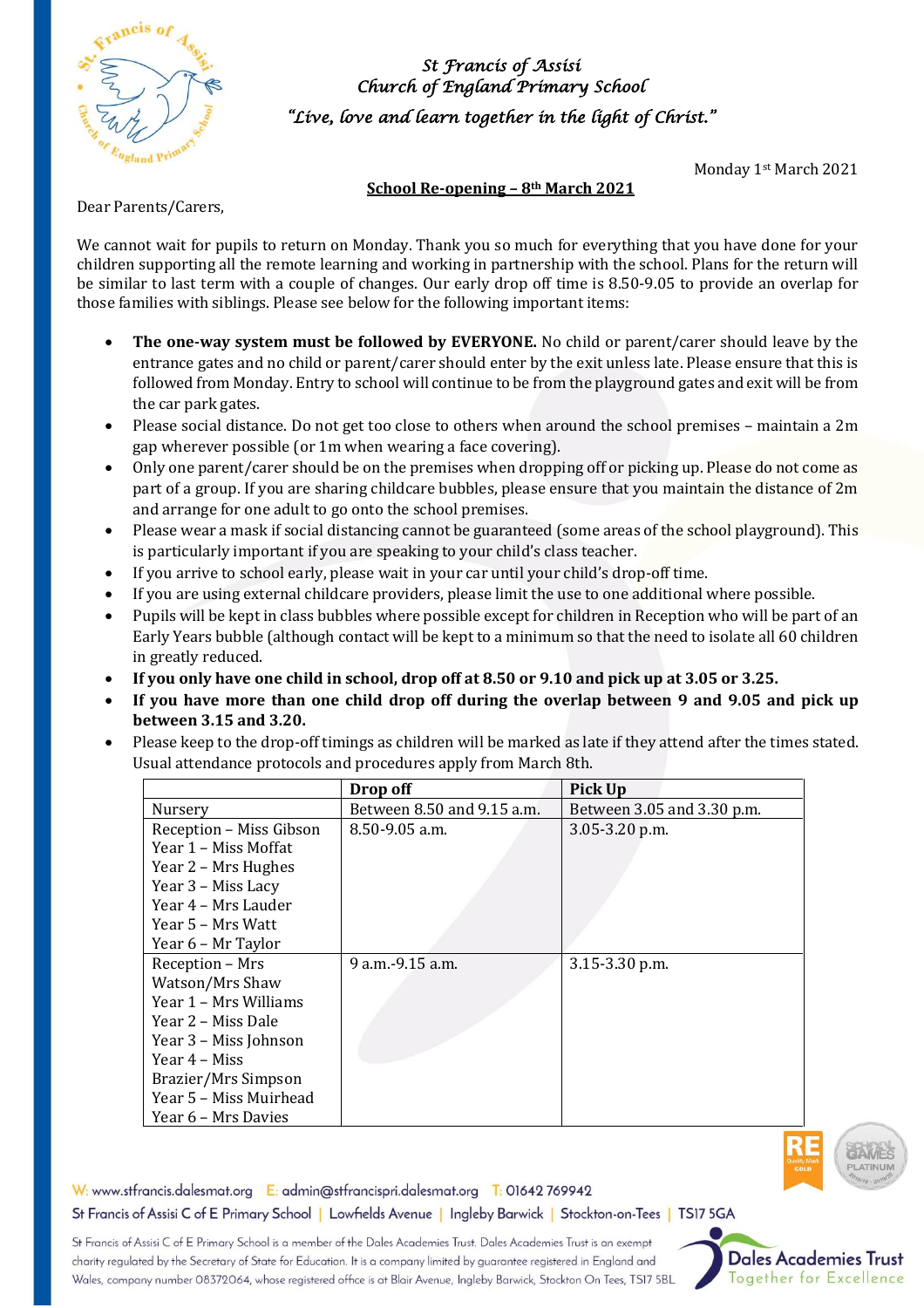St Francis of Assisi
Church of England Primary School
*"Live, love and learn together in the light of Christ."*

Monday 1st March 2021

**School Re-opening – 8th March 2021**

Dear Parents/Carers,

We cannot wait for pupils to return on Monday. Thank you so much for everything that you have done for your children supporting all the remote learning and working in partnership with the school. Plans for the return will be similar to last term with a couple of changes. Our early drop off time is 8.50-9.05 to provide an overlap for those families with siblings. Please see below for the following important items:

- **The one-way system must be followed by EVERYONE.** No child or parent/carer should leave by the entrance gates and no child or parent/carer should enter by the exit unless late. Please ensure that this is followed from Monday. Entry to school will continue to be from the playground gates and exit will be from the car park gates.
- Please social distance. Do not get too close to others when around the school premises – maintain a 2m gap wherever possible (or 1m when wearing a face covering).
- Only one parent/carer should be on the premises when dropping off or picking up. Please do not come as part of a group. If you are sharing childcare bubbles, please ensure that you maintain the distance of 2m and arrange for one adult to go onto the school premises.
- Please wear a mask if social distancing cannot be guaranteed (some areas of the school playground). This is particularly important if you are speaking to your child's class teacher.
- If you arrive to school early, please wait in your car until your child's drop-off time.
- If you are using external childcare providers, please limit the use to one additional where possible.
- Pupils will be kept in class bubbles where possible except for children in Reception who will be part of an Early Years bubble (although contact will be kept to a minimum so that the need to isolate all 60 children in greatly reduced.
- **If you only have one child in school, drop off at 8.50 or 9.10 and pick up at 3.05 or 3.25.**
- **If you have more than one child drop off during the overlap between 9 and 9.05 and pick up between 3.15 and 3.20.**
- Please keep to the drop-off timings as children will be marked as late if they attend after the times stated. Usual attendance protocols and procedures apply from March 8th.

| | Drop off | Pick Up |
|---|---|---|
| Nursery | Between 8.50 and 9.15 a.m. | Between 3.05 and 3.30 p.m. |
| Reception – Miss Gibson<br>Year 1 – Miss Moffat<br>Year 2 – Mrs Hughes<br>Year 3 – Miss Lacy<br>Year 4 – Mrs Lauder<br>Year 5 – Mrs Watt<br>Year 6 – Mr Taylor | 8.50-9.05 a.m. | 3.05-3.20 p.m. |
| Reception – Mrs Watson/Mrs Shaw<br>Year 1 – Mrs Williams<br>Year 2 – Miss Dale<br>Year 3 – Miss Johnson<br>Year 4 – Miss Brazier/Mrs Simpson<br>Year 5 – Miss Muirhead<br>Year 6 – Mrs Davies | 9 a.m.-9.15 a.m. | 3.15-3.30 p.m. |

W: www.stfrancis.dalesmat.org E: admin@stfrancispri.dalesmat.org T: 01642 769942

St Francis of Assisi C of E Primary School | Lowfields Avenue | Ingleby Barwick | Stockton-on-Tees | TS17 5GA

St Francis of Assisi C of E Primary School is a member of the Dales Academies Trust. Dales Academies Trust is an exempt charity regulated by the Secretary of State for Education. It is a company limited by guarantee registered in England and Wales, company number 08372064, whose registered office is at Blair Avenue, Ingleby Barwick, Stockton On Tees, TS17 5BL

Dales Academies Trust
Together for Excellence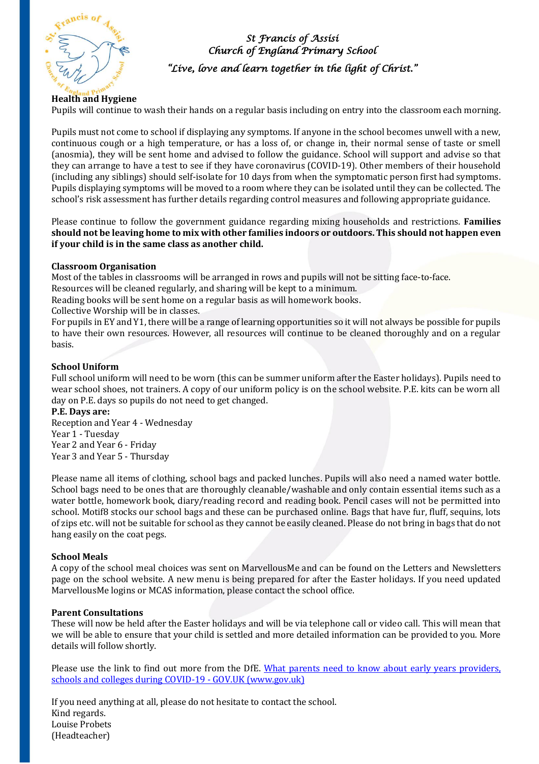St Francis of Assisi
Church of England Primary School
*"Live, love and learn together in the light of Christ."*

**Health and Hygiene**

Pupils will continue to wash their hands on a regular basis including on entry into the classroom each morning.

Pupils must not come to school if displaying any symptoms. If anyone in the school becomes unwell with a new, continuous cough or a high temperature, or has a loss of, or change in, their normal sense of taste or smell (anosmia), they will be sent home and advised to follow the guidance. School will support and advise so that they can arrange to have a test to see if they have coronavirus (COVID-19). Other members of their household (including any siblings) should self-isolate for 10 days from when the symptomatic person first had symptoms. Pupils displaying symptoms will be moved to a room where they can be isolated until they can be collected. The school's risk assessment has further details regarding control measures and following appropriate guidance.

Please continue to follow the government guidance regarding mixing households and restrictions. **Families should not be leaving home to mix with other families indoors or outdoors. This should not happen even if your child is in the same class as another child.**

**Classroom Organisation**

Most of the tables in classrooms will be arranged in rows and pupils will not be sitting face-to-face.
Resources will be cleaned regularly, and sharing will be kept to a minimum.
Reading books will be sent home on a regular basis as will homework books.
Collective Worship will be in classes.
For pupils in EY and Y1, there will be a range of learning opportunities so it will not always be possible for pupils to have their own resources. However, all resources will continue to be cleaned thoroughly and on a regular basis.

**School Uniform**

Full school uniform will need to be worn (this can be summer uniform after the Easter holidays). Pupils need to wear school shoes, not trainers. A copy of our uniform policy is on the school website. P.E. kits can be worn all day on P.E. days so pupils do not need to get changed.

**P.E. Days are:**
Reception and Year 4 - Wednesday
Year 1 - Tuesday
Year 2 and Year 6 - Friday
Year 3 and Year 5 - Thursday

Please name all items of clothing, school bags and packed lunches. Pupils will also need a named water bottle. School bags need to be ones that are thoroughly cleanable/washable and only contain essential items such as a water bottle, homework book, diary/reading record and reading book. Pencil cases will not be permitted into school. Motif8 stocks our school bags and these can be purchased online. Bags that have fur, fluff, sequins, lots of zips etc. will not be suitable for school as they cannot be easily cleaned. Please do not bring in bags that do not hang easily on the coat pegs.

**School Meals**

A copy of the school meal choices was sent on MarvellousMe and can be found on the Letters and Newsletters page on the school website. A new menu is being prepared for after the Easter holidays. If you need updated MarvellousMe logins or MCAS information, please contact the school office.

**Parent Consultations**

These will now be held after the Easter holidays and will be via telephone call or video call. This will mean that we will be able to ensure that your child is settled and more detailed information can be provided to you. More details will follow shortly.

Please use the link to find out more from the DfE. [What parents need to know about early years providers, schools and colleges during COVID-19 - GOV.UK (www.gov.uk)]

If you need anything at all, please do not hesitate to contact the school.
Kind regards.
Louise Probets
(Headteacher)